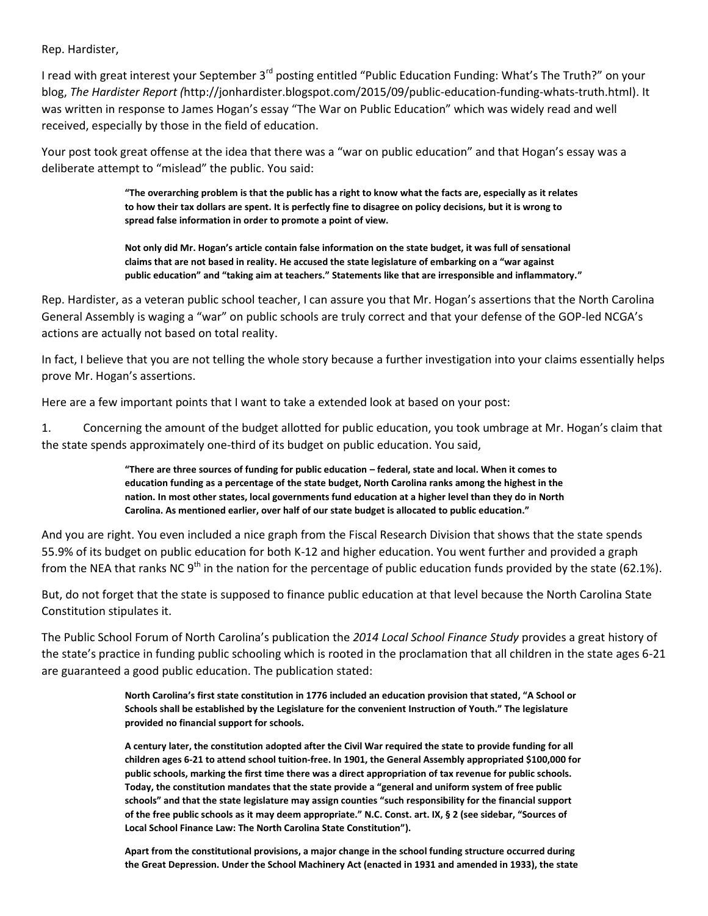Rep. Hardister,

I read with great interest your September 3rd posting entitled "Public Education Funding: What's The Truth?" on your blog, *The Hardister Report (*http://jonhardister.blogspot.com/2015/09/public-education-funding-whats-truth.html). It was written in response to James Hogan's essay "The War on Public Education" which was widely read and well received, especially by those in the field of education.

Your post took great offense at the idea that there was a "war on public education" and that Hogan's essay was a deliberate attempt to "mislead" the public. You said:

> **"The overarching problem is that the public has a right to know what the facts are, especially as it relates to how their tax dollars are spent. It is perfectly fine to disagree on policy decisions, but it is wrong to spread false information in order to promote a point of view.**
>
> **Not only did Mr. Hogan's article contain false information on the state budget, it was full of sensational claims that are not based in reality. He accused the state legislature of embarking on a "war against public education" and "taking aim at teachers." Statements like that are irresponsible and inflammatory."**

Rep. Hardister, as a veteran public school teacher, I can assure you that Mr. Hogan's assertions that the North Carolina General Assembly is waging a "war" on public schools are truly correct and that your defense of the GOP-led NCGA's actions are actually not based on total reality.

In fact, I believe that you are not telling the whole story because a further investigation into your claims essentially helps prove Mr. Hogan's assertions.

Here are a few important points that I want to take a extended look at based on your post:

1. Concerning the amount of the budget allotted for public education, you took umbrage at Mr. Hogan's claim that the state spends approximately one-third of its budget on public education. You said,

> **"There are three sources of funding for public education – federal, state and local. When it comes to education funding as a percentage of the state budget, North Carolina ranks among the highest in the nation. In most other states, local governments fund education at a higher level than they do in North Carolina. As mentioned earlier, over half of our state budget is allocated to public education."**

And you are right. You even included a nice graph from the Fiscal Research Division that shows that the state spends 55.9% of its budget on public education for both K-12 and higher education. You went further and provided a graph from the NEA that ranks NC 9th in the nation for the percentage of public education funds provided by the state (62.1%).

But, do not forget that the state is supposed to finance public education at that level because the North Carolina State Constitution stipulates it.

The Public School Forum of North Carolina's publication the *2014 Local School Finance Study* provides a great history of the state's practice in funding public schooling which is rooted in the proclamation that all children in the state ages 6-21 are guaranteed a good public education. The publication stated:

> **North Carolina's first state constitution in 1776 included an education provision that stated, "A School or Schools shall be established by the Legislature for the convenient Instruction of Youth." The legislature provided no financial support for schools.**
>
> **A century later, the constitution adopted after the Civil War required the state to provide funding for all children ages 6-21 to attend school tuition-free. In 1901, the General Assembly appropriated $100,000 for public schools, marking the first time there was a direct appropriation of tax revenue for public schools. Today, the constitution mandates that the state provide a "general and uniform system of free public schools" and that the state legislature may assign counties "such responsibility for the financial support of the free public schools as it may deem appropriate." N.C. Const. art. IX, § 2 (see sidebar, "Sources of Local School Finance Law: The North Carolina State Constitution").**
>
> **Apart from the constitutional provisions, a major change in the school funding structure occurred during the Great Depression. Under the School Machinery Act (enacted in 1931 and amended in 1933), the state**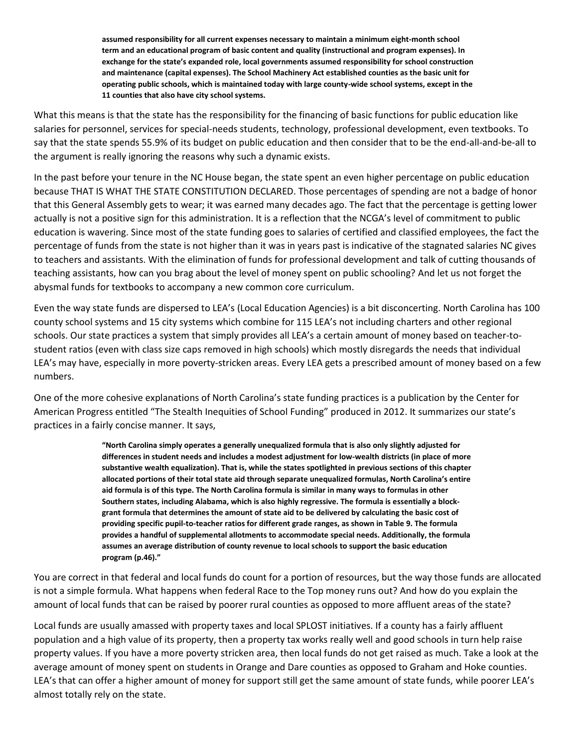> **assumed responsibility for all current expenses necessary to maintain a minimum eight-month school term and an educational program of basic content and quality (instructional and program expenses). In exchange for the state's expanded role, local governments assumed responsibility for school construction and maintenance (capital expenses). The School Machinery Act established counties as the basic unit for operating public schools, which is maintained today with large county-wide school systems, except in the 11 counties that also have city school systems.**

What this means is that the state has the responsibility for the financing of basic functions for public education like salaries for personnel, services for special-needs students, technology, professional development, even textbooks. To say that the state spends 55.9% of its budget on public education and then consider that to be the end-all-and-be-all to the argument is really ignoring the reasons why such a dynamic exists.

In the past before your tenure in the NC House began, the state spent an even higher percentage on public education because THAT IS WHAT THE STATE CONSTITUTION DECLARED. Those percentages of spending are not a badge of honor that this General Assembly gets to wear; it was earned many decades ago. The fact that the percentage is getting lower actually is not a positive sign for this administration. It is a reflection that the NCGA's level of commitment to public education is wavering. Since most of the state funding goes to salaries of certified and classified employees, the fact the percentage of funds from the state is not higher than it was in years past is indicative of the stagnated salaries NC gives to teachers and assistants. With the elimination of funds for professional development and talk of cutting thousands of teaching assistants, how can you brag about the level of money spent on public schooling? And let us not forget the abysmal funds for textbooks to accompany a new common core curriculum.

Even the way state funds are dispersed to LEA's (Local Education Agencies) is a bit disconcerting. North Carolina has 100 county school systems and 15 city systems which combine for 115 LEA's not including charters and other regional schools. Our state practices a system that simply provides all LEA's a certain amount of money based on teacher-to-student ratios (even with class size caps removed in high schools) which mostly disregards the needs that individual LEA's may have, especially in more poverty-stricken areas. Every LEA gets a prescribed amount of money based on a few numbers.

One of the more cohesive explanations of North Carolina's state funding practices is a publication by the Center for American Progress entitled "The Stealth Inequities of School Funding" produced in 2012. It summarizes our state's practices in a fairly concise manner. It says,

> **"North Carolina simply operates a generally unequalized formula that is also only slightly adjusted for differences in student needs and includes a modest adjustment for low-wealth districts (in place of more substantive wealth equalization). That is, while the states spotlighted in previous sections of this chapter allocated portions of their total state aid through separate unequalized formulas, North Carolina's entire aid formula is of this type. The North Carolina formula is similar in many ways to formulas in other Southern states, including Alabama, which is also highly regressive. The formula is essentially a block-grant formula that determines the amount of state aid to be delivered by calculating the basic cost of providing specific pupil-to-teacher ratios for different grade ranges, as shown in Table 9. The formula provides a handful of supplemental allotments to accommodate special needs. Additionally, the formula assumes an average distribution of county revenue to local schools to support the basic education program (p.46)."**

You are correct in that federal and local funds do count for a portion of resources, but the way those funds are allocated is not a simple formula. What happens when federal Race to the Top money runs out? And how do you explain the amount of local funds that can be raised by poorer rural counties as opposed to more affluent areas of the state?

Local funds are usually amassed with property taxes and local SPLOST initiatives. If a county has a fairly affluent population and a high value of its property, then a property tax works really well and good schools in turn help raise property values. If you have a more poverty stricken area, then local funds do not get raised as much. Take a look at the average amount of money spent on students in Orange and Dare counties as opposed to Graham and Hoke counties. LEA's that can offer a higher amount of money for support still get the same amount of state funds, while poorer LEA's almost totally rely on the state.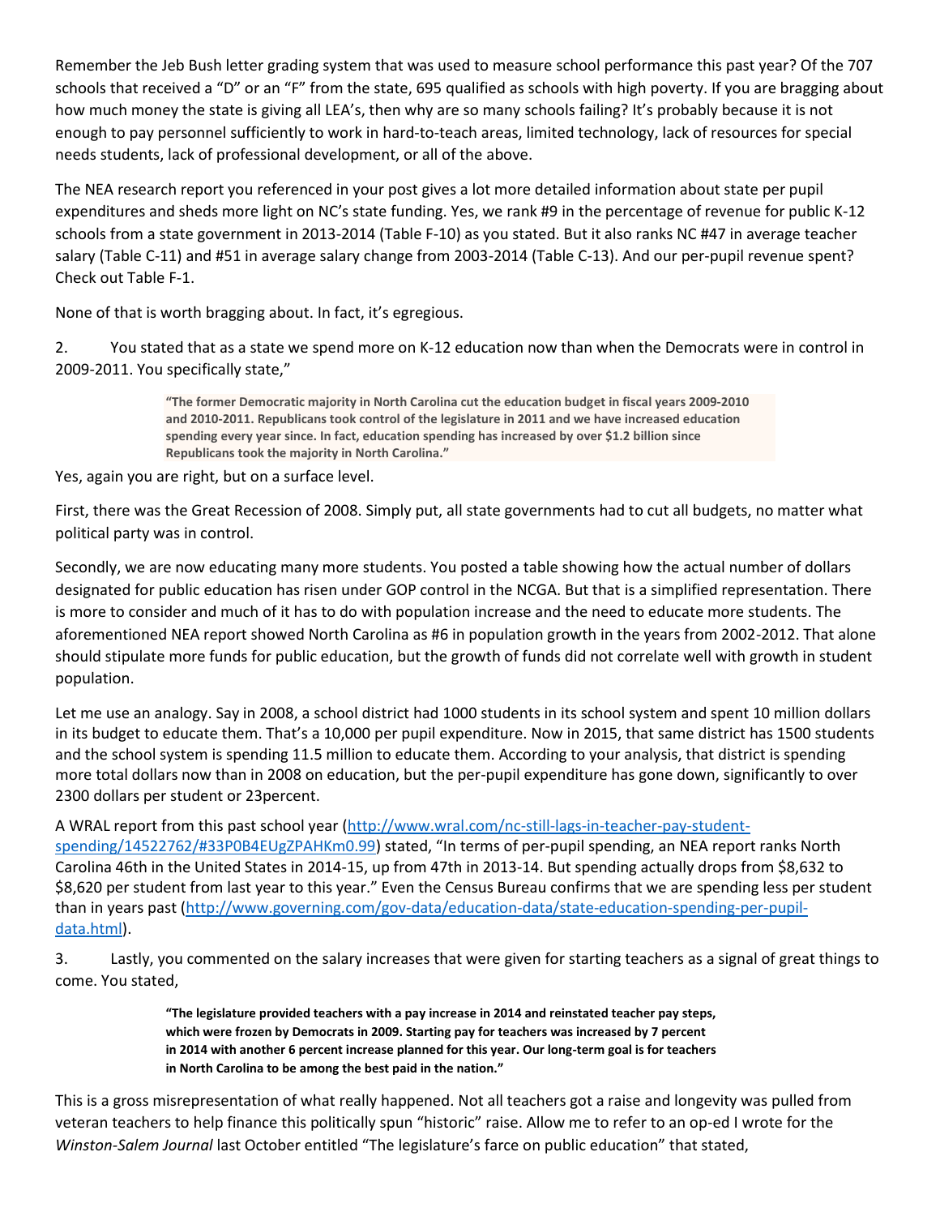Remember the Jeb Bush letter grading system that was used to measure school performance this past year? Of the 707 schools that received a "D" or an "F" from the state, 695 qualified as schools with high poverty. If you are bragging about how much money the state is giving all LEA's, then why are so many schools failing? It's probably because it is not enough to pay personnel sufficiently to work in hard-to-teach areas, limited technology, lack of resources for special needs students, lack of professional development, or all of the above.

The NEA research report you referenced in your post gives a lot more detailed information about state per pupil expenditures and sheds more light on NC's state funding. Yes, we rank #9 in the percentage of revenue for public K-12 schools from a state government in 2013-2014 (Table F-10) as you stated. But it also ranks NC #47 in average teacher salary (Table C-11) and #51 in average salary change from 2003-2014 (Table C-13). And our per-pupil revenue spent? Check out Table F-1.

None of that is worth bragging about. In fact, it's egregious.

2. You stated that as a state we spend more on K-12 education now than when the Democrats were in control in 2009-2011. You specifically state,"

> **"The former Democratic majority in North Carolina cut the education budget in fiscal years 2009-2010 and 2010-2011. Republicans took control of the legislature in 2011 and we have increased education spending every year since. In fact, education spending has increased by over $1.2 billion since Republicans took the majority in North Carolina."**

Yes, again you are right, but on a surface level.

First, there was the Great Recession of 2008. Simply put, all state governments had to cut all budgets, no matter what political party was in control.

Secondly, we are now educating many more students. You posted a table showing how the actual number of dollars designated for public education has risen under GOP control in the NCGA. But that is a simplified representation. There is more to consider and much of it has to do with population increase and the need to educate more students. The aforementioned NEA report showed North Carolina as #6 in population growth in the years from 2002-2012. That alone should stipulate more funds for public education, but the growth of funds did not correlate well with growth in student population.

Let me use an analogy. Say in 2008, a school district had 1000 students in its school system and spent 10 million dollars in its budget to educate them. That's a 10,000 per pupil expenditure. Now in 2015, that same district has 1500 students and the school system is spending 11.5 million to educate them. According to your analysis, that district is spending more total dollars now than in 2008 on education, but the per-pupil expenditure has gone down, significantly to over 2300 dollars per student or 23percent.

A WRAL report from this past school year (http://www.wral.com/nc-still-lags-in-teacher-pay-student-spending/14522762/#33P0B4EUgZPAHKm0.99) stated, "In terms of per-pupil spending, an NEA report ranks North Carolina 46th in the United States in 2014-15, up from 47th in 2013-14. But spending actually drops from $8,632 to $8,620 per student from last year to this year." Even the Census Bureau confirms that we are spending less per student than in years past (http://www.governing.com/gov-data/education-data/state-education-spending-per-pupil-data.html).

3. Lastly, you commented on the salary increases that were given for starting teachers as a signal of great things to come. You stated,

> **"The legislature provided teachers with a pay increase in 2014 and reinstated teacher pay steps, which were frozen by Democrats in 2009. Starting pay for teachers was increased by 7 percent in 2014 with another 6 percent increase planned for this year. Our long-term goal is for teachers in North Carolina to be among the best paid in the nation."**

This is a gross misrepresentation of what really happened. Not all teachers got a raise and longevity was pulled from veteran teachers to help finance this politically spun "historic" raise. Allow me to refer to an op-ed I wrote for the *Winston-Salem Journal* last October entitled "The legislature's farce on public education" that stated,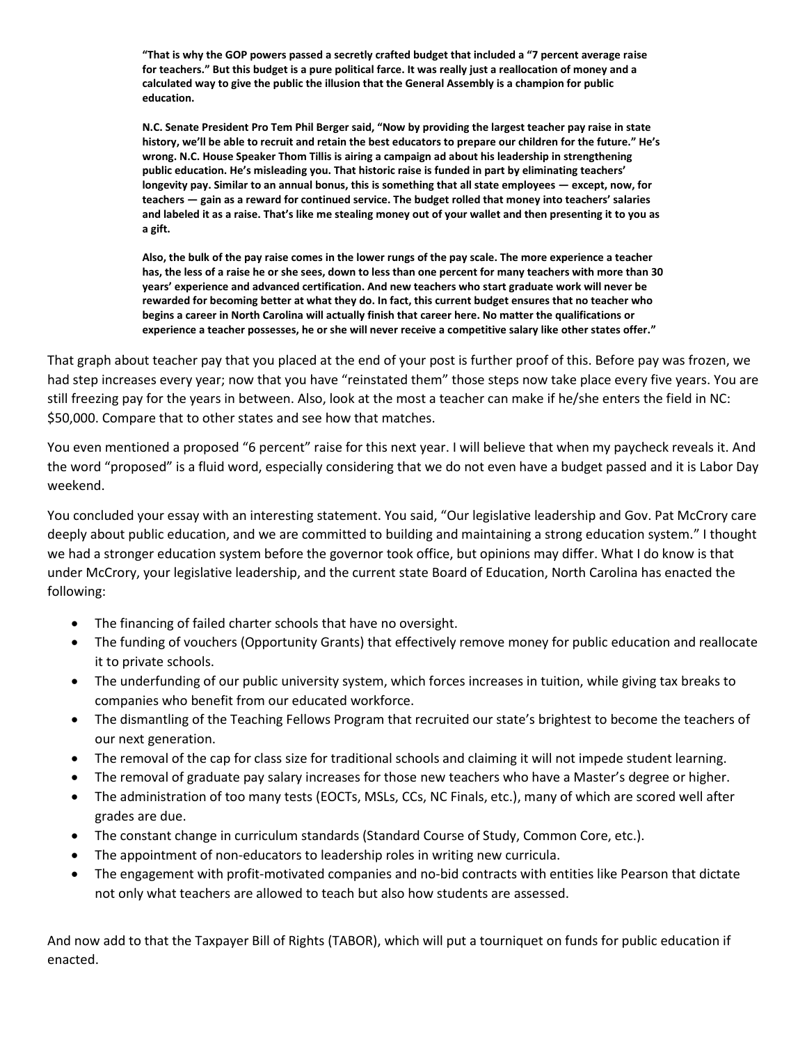**"That is why the GOP powers passed a secretly crafted budget that included a "7 percent average raise for teachers." But this budget is a pure political farce. It was really just a reallocation of money and a calculated way to give the public the illusion that the General Assembly is a champion for public education.**

**N.C. Senate President Pro Tem Phil Berger said, "Now by providing the largest teacher pay raise in state history, we'll be able to recruit and retain the best educators to prepare our children for the future." He's wrong. N.C. House Speaker Thom Tillis is airing a campaign ad about his leadership in strengthening public education. He's misleading you. That historic raise is funded in part by eliminating teachers' longevity pay. Similar to an annual bonus, this is something that all state employees — except, now, for teachers — gain as a reward for continued service. The budget rolled that money into teachers' salaries and labeled it as a raise. That's like me stealing money out of your wallet and then presenting it to you as a gift.**

**Also, the bulk of the pay raise comes in the lower rungs of the pay scale. The more experience a teacher has, the less of a raise he or she sees, down to less than one percent for many teachers with more than 30 years' experience and advanced certification. And new teachers who start graduate work will never be rewarded for becoming better at what they do. In fact, this current budget ensures that no teacher who begins a career in North Carolina will actually finish that career here. No matter the qualifications or experience a teacher possesses, he or she will never receive a competitive salary like other states offer."**

That graph about teacher pay that you placed at the end of your post is further proof of this. Before pay was frozen, we had step increases every year; now that you have "reinstated them" those steps now take place every five years. You are still freezing pay for the years in between. Also, look at the most a teacher can make if he/she enters the field in NC: $50,000. Compare that to other states and see how that matches.

You even mentioned a proposed "6 percent" raise for this next year. I will believe that when my paycheck reveals it. And the word "proposed" is a fluid word, especially considering that we do not even have a budget passed and it is Labor Day weekend.

You concluded your essay with an interesting statement. You said, "Our legislative leadership and Gov. Pat McCrory care deeply about public education, and we are committed to building and maintaining a strong education system." I thought we had a stronger education system before the governor took office, but opinions may differ. What I do know is that under McCrory, your legislative leadership, and the current state Board of Education, North Carolina has enacted the following:

- The financing of failed charter schools that have no oversight.
- The funding of vouchers (Opportunity Grants) that effectively remove money for public education and reallocate it to private schools.
- The underfunding of our public university system, which forces increases in tuition, while giving tax breaks to companies who benefit from our educated workforce.
- The dismantling of the Teaching Fellows Program that recruited our state's brightest to become the teachers of our next generation.
- The removal of the cap for class size for traditional schools and claiming it will not impede student learning.
- The removal of graduate pay salary increases for those new teachers who have a Master's degree or higher.
- The administration of too many tests (EOCTs, MSLs, CCs, NC Finals, etc.), many of which are scored well after grades are due.
- The constant change in curriculum standards (Standard Course of Study, Common Core, etc.).
- The appointment of non-educators to leadership roles in writing new curricula.
- The engagement with profit-motivated companies and no-bid contracts with entities like Pearson that dictate not only what teachers are allowed to teach but also how students are assessed.

And now add to that the Taxpayer Bill of Rights (TABOR), which will put a tourniquet on funds for public education if enacted.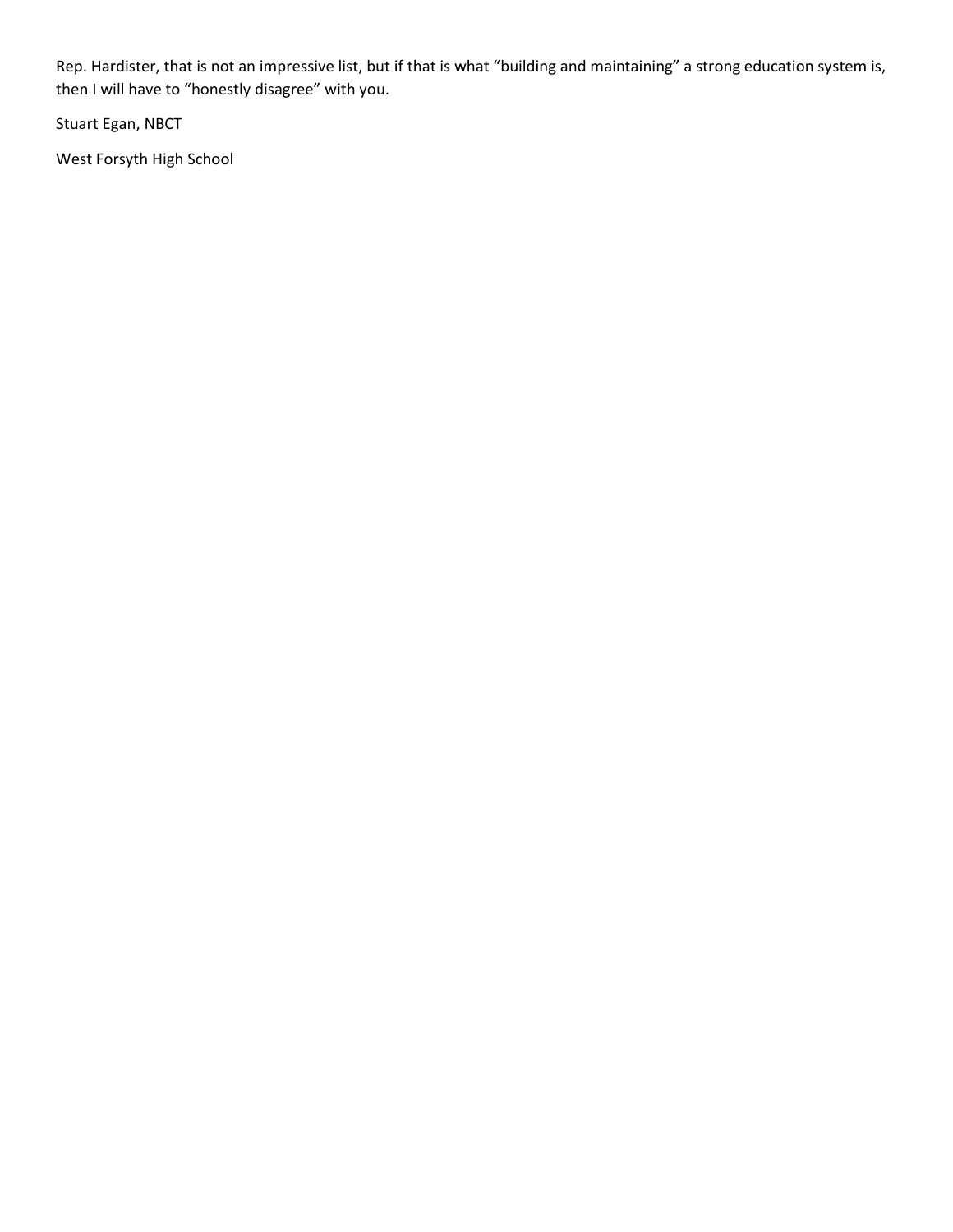Rep. Hardister, that is not an impressive list, but if that is what “building and maintaining” a strong education system is, then I will have to “honestly disagree” with you.

Stuart Egan, NBCT

West Forsyth High School